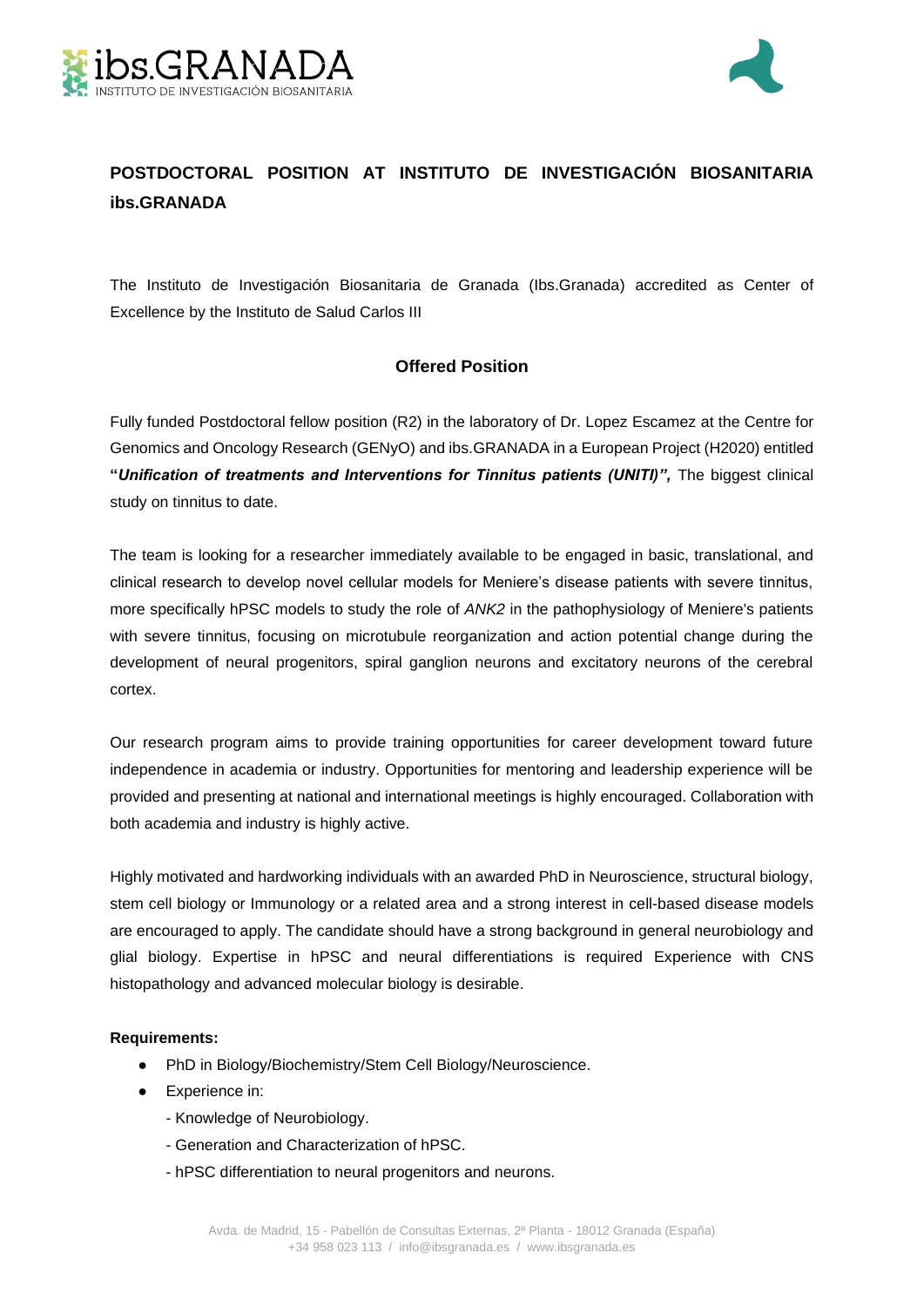# POSTDOCTORAL POSITION AT INSTITUTO DE INVESTIGACIÓN BIOSANITARIA ibs.GRANADA

The Instituto de Investigación Biosanitaria de Granada (Ibs.Granada) accredited as Center of Excellence by the Instituto de Salud Carlos III

## Offered Position

Fully funded Postdoctoral fellow position (R2) in the laboratory of Dr. Lopez Escamez at the Centre for Genomics and Oncology Research (GENyO) and ibs.GRANADA in a European Project (H2020) entitled **"*Unification of treatments and Interventions for Tinnitus patients (UNITI)",*** The biggest clinical study on tinnitus to date.

The team is looking for a researcher immediately available to be engaged in basic, translational, and clinical research to develop novel cellular models for Meniere's disease patients with severe tinnitus, more specifically hPSC models to study the role of *ANK2* in the pathophysiology of Meniere's patients with severe tinnitus, focusing on microtubule reorganization and action potential change during the development of neural progenitors, spiral ganglion neurons and excitatory neurons of the cerebral cortex.

Our research program aims to provide training opportunities for career development toward future independence in academia or industry. Opportunities for mentoring and leadership experience will be provided and presenting at national and international meetings is highly encouraged. Collaboration with both academia and industry is highly active.

Highly motivated and hardworking individuals with an awarded PhD in Neuroscience, structural biology, stem cell biology or Immunology or a related area and a strong interest in cell-based disease models are encouraged to apply. The candidate should have a strong background in general neurobiology and glial biology. Expertise in hPSC and neural differentiations is required Experience with CNS histopathology and advanced molecular biology is desirable.

**Requirements:**

- PhD in Biology/Biochemistry/Stem Cell Biology/Neuroscience.
- Experience in:
  - Knowledge of Neurobiology.
  - Generation and Characterization of hPSC.
  - hPSC differentiation to neural progenitors and neurons.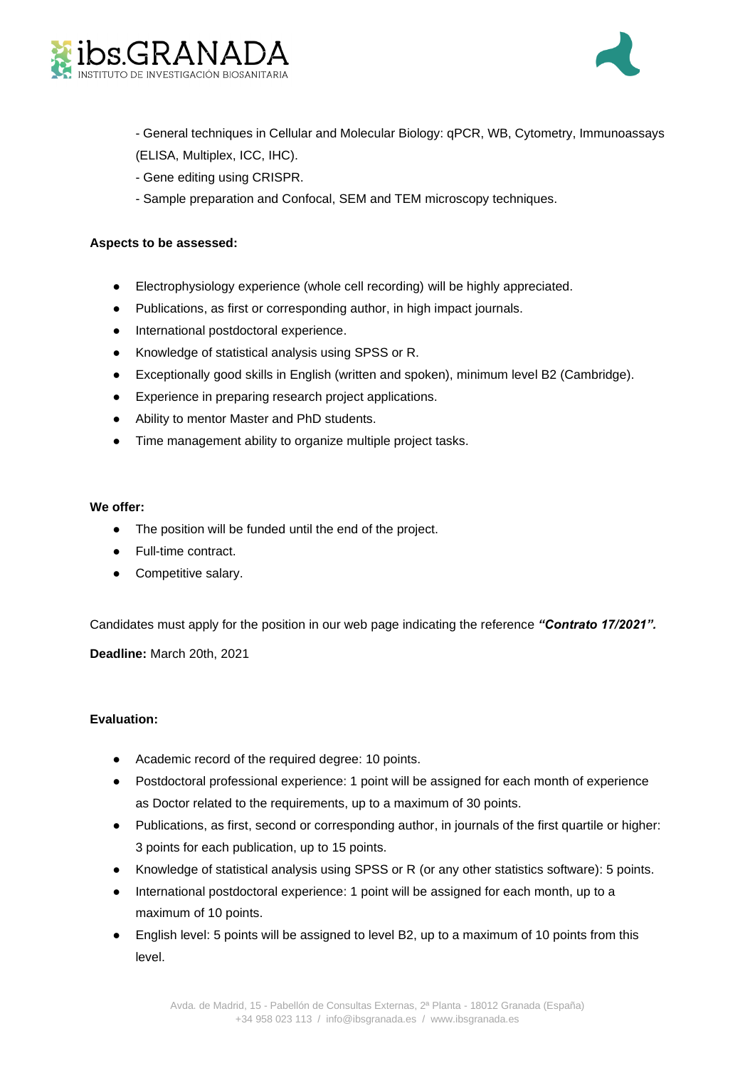- General techniques in Cellular and Molecular Biology: qPCR, WB, Cytometry, Immunoassays (ELISA, Multiplex, ICC, IHC).
- Gene editing using CRISPR.
- Sample preparation and Confocal, SEM and TEM microscopy techniques.

**Aspects to be assessed:**

- Electrophysiology experience (whole cell recording) will be highly appreciated.
- Publications, as first or corresponding author, in high impact journals.
- International postdoctoral experience.
- Knowledge of statistical analysis using SPSS or R.
- Exceptionally good skills in English (written and spoken), minimum level B2 (Cambridge).
- Experience in preparing research project applications.
- Ability to mentor Master and PhD students.
- Time management ability to organize multiple project tasks.

**We offer:**

- The position will be funded until the end of the project.
- Full-time contract.
- Competitive salary.

Candidates must apply for the position in our web page indicating the reference ***"Contrato 17/2021".***

**Deadline:** March 20th, 2021

**Evaluation:**

- Academic record of the required degree: 10 points.
- Postdoctoral professional experience: 1 point will be assigned for each month of experience as Doctor related to the requirements, up to a maximum of 30 points.
- Publications, as first, second or corresponding author, in journals of the first quartile or higher: 3 points for each publication, up to 15 points.
- Knowledge of statistical analysis using SPSS or R (or any other statistics software): 5 points.
- International postdoctoral experience: 1 point will be assigned for each month, up to a maximum of 10 points.
- English level: 5 points will be assigned to level B2, up to a maximum of 10 points from this level.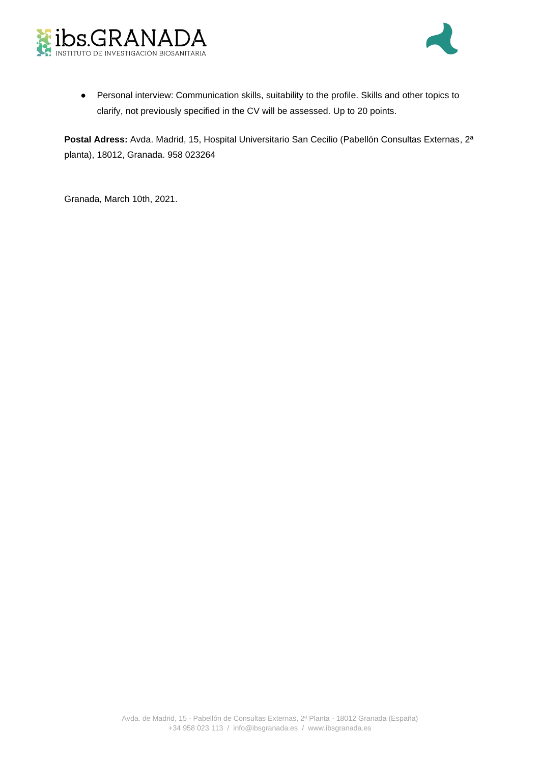- Personal interview: Communication skills, suitability to the profile. Skills and other topics to clarify, not previously specified in the CV will be assessed. Up to 20 points.

**Postal Adress:** Avda. Madrid, 15, Hospital Universitario San Cecilio (Pabellón Consultas Externas, 2ª planta), 18012, Granada. 958 023264

Granada, March 10th, 2021.